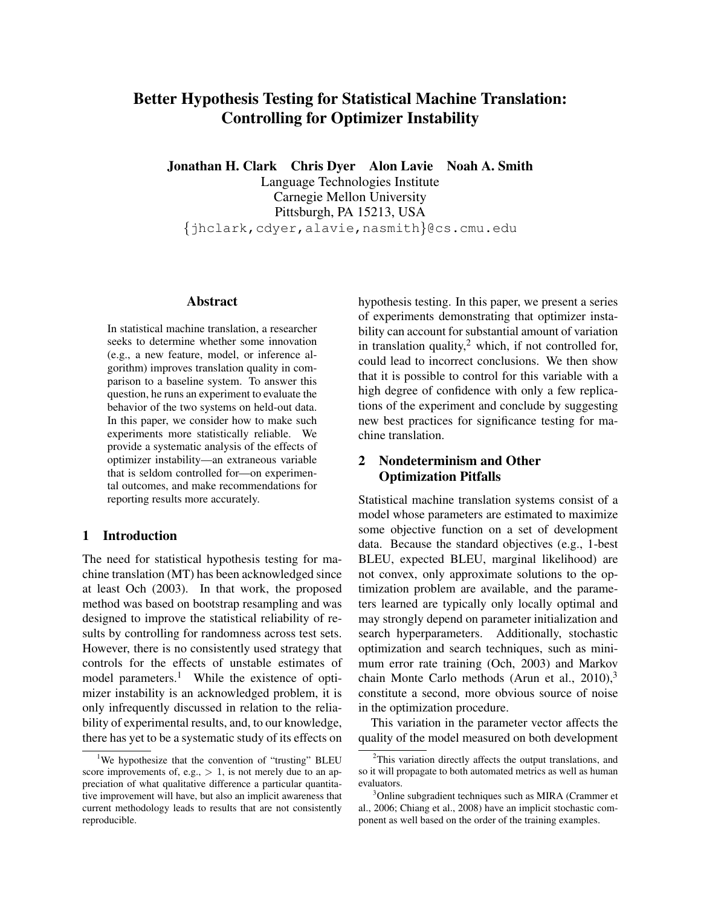# Better Hypothesis Testing for Statistical Machine Translation: Controlling for Optimizer Instability

**Jonathan H. Clark  Chris Dyer  Alon Lavie  Noah A. Smith**

Language Technologies Institute
Carnegie Mellon University
Pittsburgh, PA 15213, USA
{jhclark,cdyer,alavie,nasmith}@cs.cmu.edu

## Abstract

In statistical machine translation, a researcher seeks to determine whether some innovation (e.g., a new feature, model, or inference algorithm) improves translation quality in comparison to a baseline system. To answer this question, he runs an experiment to evaluate the behavior of the two systems on held-out data. In this paper, we consider how to make such experiments more statistically reliable. We provide a systematic analysis of the effects of optimizer instability—an extraneous variable that is seldom controlled for—on experimental outcomes, and make recommendations for reporting results more accurately.

## 1 Introduction

The need for statistical hypothesis testing for machine translation (MT) has been acknowledged since at least Och (2003). In that work, the proposed method was based on bootstrap resampling and was designed to improve the statistical reliability of results by controlling for randomness across test sets. However, there is no consistently used strategy that controls for the effects of unstable estimates of model parameters.[1] While the existence of optimizer instability is an acknowledged problem, it is only infrequently discussed in relation to the reliability of experimental results, and, to our knowledge, there has yet to be a systematic study of its effects on hypothesis testing. In this paper, we present a series of experiments demonstrating that optimizer instability can account for substantial amount of variation in translation quality,[2] which, if not controlled for, could lead to incorrect conclusions. We then show that it is possible to control for this variable with a high degree of confidence with only a few replications of the experiment and conclude by suggesting new best practices for significance testing for machine translation.

## 2 Nondeterminism and Other Optimization Pitfalls

Statistical machine translation systems consist of a model whose parameters are estimated to maximize some objective function on a set of development data. Because the standard objectives (e.g., 1-best BLEU, expected BLEU, marginal likelihood) are not convex, only approximate solutions to the optimization problem are available, and the parameters learned are typically only locally optimal and may strongly depend on parameter initialization and search hyperparameters. Additionally, stochastic optimization and search techniques, such as minimum error rate training (Och, 2003) and Markov chain Monte Carlo methods (Arun et al., 2010),[3] constitute a second, more obvious source of noise in the optimization procedure.

This variation in the parameter vector affects the quality of the model measured on both development

---

[1] We hypothesize that the convention of "trusting" BLEU score improvements of, e.g., $> 1$, is not merely due to an appreciation of what qualitative difference a particular quantitative improvement will have, but also an implicit awareness that current methodology leads to results that are not consistently reproducible.

[2] This variation directly affects the output translations, and so it will propagate to both automated metrics as well as human evaluators.

[3] Online subgradient techniques such as MIRA (Crammer et al., 2006; Chiang et al., 2008) have an implicit stochastic component as well based on the order of the training examples.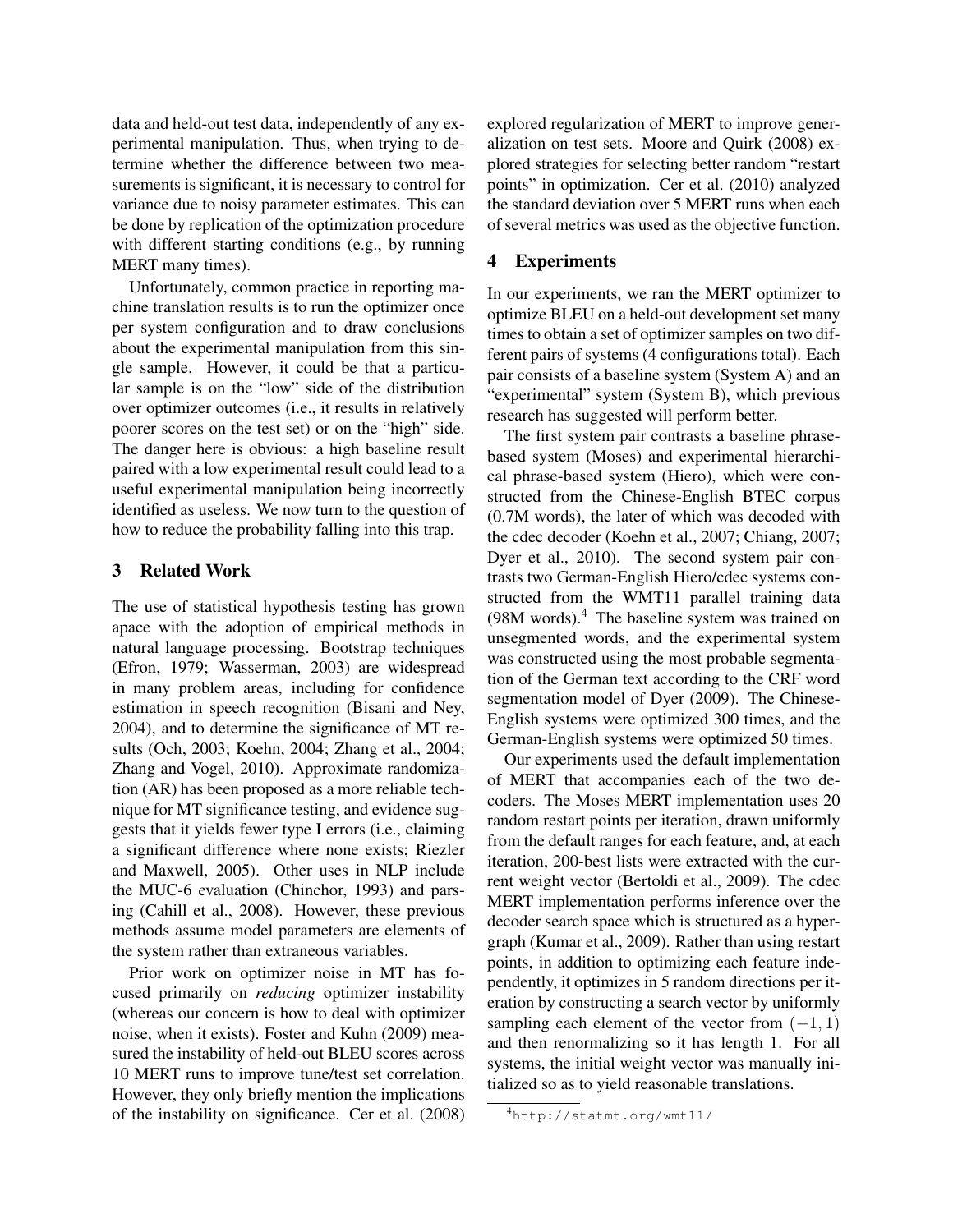data and held-out test data, independently of any experimental manipulation. Thus, when trying to determine whether the difference between two measurements is significant, it is necessary to control for variance due to noisy parameter estimates. This can be done by replication of the optimization procedure with different starting conditions (e.g., by running MERT many times).

Unfortunately, common practice in reporting machine translation results is to run the optimizer once per system configuration and to draw conclusions about the experimental manipulation from this single sample. However, it could be that a particular sample is on the "low" side of the distribution over optimizer outcomes (i.e., it results in relatively poorer scores on the test set) or on the "high" side. The danger here is obvious: a high baseline result paired with a low experimental result could lead to a useful experimental manipulation being incorrectly identified as useless. We now turn to the question of how to reduce the probability falling into this trap.

## 3 Related Work

The use of statistical hypothesis testing has grown apace with the adoption of empirical methods in natural language processing. Bootstrap techniques (Efron, 1979; Wasserman, 2003) are widespread in many problem areas, including for confidence estimation in speech recognition (Bisani and Ney, 2004), and to determine the significance of MT results (Och, 2003; Koehn, 2004; Zhang et al., 2004; Zhang and Vogel, 2010). Approximate randomization (AR) has been proposed as a more reliable technique for MT significance testing, and evidence suggests that it yields fewer type I errors (i.e., claiming a significant difference where none exists; Riezler and Maxwell, 2005). Other uses in NLP include the MUC-6 evaluation (Chinchor, 1993) and parsing (Cahill et al., 2008). However, these previous methods assume model parameters are elements of the system rather than extraneous variables.

Prior work on optimizer noise in MT has focused primarily on *reducing* optimizer instability (whereas our concern is how to deal with optimizer noise, when it exists). Foster and Kuhn (2009) measured the instability of held-out BLEU scores across 10 MERT runs to improve tune/test set correlation. However, they only briefly mention the implications of the instability on significance. Cer et al. (2008) explored regularization of MERT to improve generalization on test sets. Moore and Quirk (2008) explored strategies for selecting better random "restart points" in optimization. Cer et al. (2010) analyzed the standard deviation over 5 MERT runs when each of several metrics was used as the objective function.

## 4 Experiments

In our experiments, we ran the MERT optimizer to optimize BLEU on a held-out development set many times to obtain a set of optimizer samples on two different pairs of systems (4 configurations total). Each pair consists of a baseline system (System A) and an "experimental" system (System B), which previous research has suggested will perform better.

The first system pair contrasts a baseline phrase-based system (Moses) and experimental hierarchical phrase-based system (Hiero), which were constructed from the Chinese-English BTEC corpus (0.7M words), the later of which was decoded with the cdec decoder (Koehn et al., 2007; Chiang, 2007; Dyer et al., 2010). The second system pair contrasts two German-English Hiero/cdec systems constructed from the WMT11 parallel training data (98M words).[4] The baseline system was trained on unsegmented words, and the experimental system was constructed using the most probable segmentation of the German text according to the CRF word segmentation model of Dyer (2009). The Chinese-English systems were optimized 300 times, and the German-English systems were optimized 50 times.

Our experiments used the default implementation of MERT that accompanies each of the two decoders. The Moses MERT implementation uses 20 random restart points per iteration, drawn uniformly from the default ranges for each feature, and, at each iteration, 200-best lists were extracted with the current weight vector (Bertoldi et al., 2009). The cdec MERT implementation performs inference over the decoder search space which is structured as a hypergraph (Kumar et al., 2009). Rather than using restart points, in addition to optimizing each feature independently, it optimizes in 5 random directions per iteration by constructing a search vector by uniformly sampling each element of the vector from $(-1, 1)$ and then renormalizing so it has length 1. For all systems, the initial weight vector was manually initialized so as to yield reasonable translations.

[4] http://statmt.org/wmt11/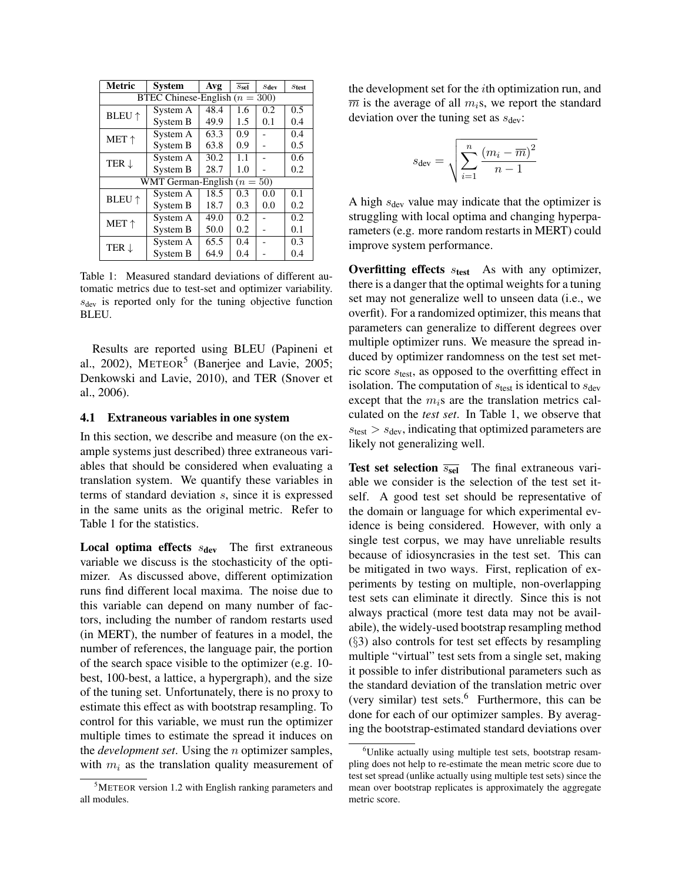| Metric | System | Avg | $\overline{s_{\text{sel}}}$ | $s_{\text{dev}}$ | $s_{\text{test}}$ |
|---|---|---|---|---|---|
| BTEC Chinese-English ($n = 300$) | | | | | |
| BLEU ↑ | System A | 48.4 | 1.6 | 0.2 | 0.5 |
| | System B | 49.9 | 1.5 | 0.1 | 0.4 |
| MET ↑ | System A | 63.3 | 0.9 | - | 0.4 |
| | System B | 63.8 | 0.9 | - | 0.5 |
| TER ↓ | System A | 30.2 | 1.1 | - | 0.6 |
| | System B | 28.7 | 1.0 | - | 0.2 |
| WMT German-English ($n = 50$) | | | | | |
| BLEU ↑ | System A | 18.5 | 0.3 | 0.0 | 0.1 |
| | System B | 18.7 | 0.3 | 0.0 | 0.2 |
| MET ↑ | System A | 49.0 | 0.2 | - | 0.2 |
| | System B | 50.0 | 0.2 | - | 0.1 |
| TER ↓ | System A | 65.5 | 0.4 | - | 0.3 |
| | System B | 64.9 | 0.4 | - | 0.4 |

Table 1: Measured standard deviations of different automatic metrics due to test-set and optimizer variability. $s_{\text{dev}}$ is reported only for the tuning objective function BLEU.

Results are reported using BLEU (Papineni et al., 2002), METEOR[5] (Banerjee and Lavie, 2005; Denkowski and Lavie, 2010), and TER (Snover et al., 2006).

### 4.1 Extraneous variables in one system

In this section, we describe and measure (on the example systems just described) three extraneous variables that should be considered when evaluating a translation system. We quantify these variables in terms of standard deviation $s$, since it is expressed in the same units as the original metric. Refer to Table 1 for the statistics.

**Local optima effects $s_{\text{dev}}$** The first extraneous variable we discuss is the stochasticity of the optimizer. As discussed above, different optimization runs find different local maxima. The noise due to this variable can depend on many number of factors, including the number of random restarts used (in MERT), the number of features in a model, the number of references, the language pair, the portion of the search space visible to the optimizer (e.g. 10-best, 100-best, a lattice, a hypergraph), and the size of the tuning set. Unfortunately, there is no proxy to estimate this effect as with bootstrap resampling. To control for this variable, we must run the optimizer multiple times to estimate the spread it induces on the *development set*. Using the $n$ optimizer samples, with $m_i$ as the translation quality measurement of the development set for the $i$th optimization run, and $\overline{m}$ is the average of all $m_i$s, we report the standard deviation over the tuning set as $s_{\text{dev}}$:

$$s_{\text{dev}} = \sqrt{\sum_{i=1}^{n} \frac{(m_i - \overline{m})^2}{n-1}}$$

A high $s_{\text{dev}}$ value may indicate that the optimizer is struggling with local optima and changing hyperparameters (e.g. more random restarts in MERT) could improve system performance.

**Overfitting effects $s_{\text{test}}$** As with any optimizer, there is a danger that the optimal weights for a tuning set may not generalize well to unseen data (i.e., we overfit). For a randomized optimizer, this means that parameters can generalize to different degrees over multiple optimizer runs. We measure the spread induced by optimizer randomness on the test set metric score $s_{\text{test}}$, as opposed to the overfitting effect in isolation. The computation of $s_{\text{test}}$ is identical to $s_{\text{dev}}$ except that the $m_i$s are the translation metrics calculated on the *test set*. In Table 1, we observe that $s_{\text{test}} > s_{\text{dev}}$, indicating that optimized parameters are likely not generalizing well.

**Test set selection $\overline{s_{\text{sel}}}$** The final extraneous variable we consider is the selection of the test set itself. A good test set should be representative of the domain or language for which experimental evidence is being considered. However, with only a single test corpus, we may have unreliable results because of idiosyncrasies in the test set. This can be mitigated in two ways. First, replication of experiments by testing on multiple, non-overlapping test sets can eliminate it directly. Since this is not always practical (more test data may not be availabile), the widely-used bootstrap resampling method (§3) also controls for test set effects by resampling multiple "virtual" test sets from a single set, making it possible to infer distributional parameters such as the standard deviation of the translation metric over (very similar) test sets.[6] Furthermore, this can be done for each of our optimizer samples. By averaging the bootstrap-estimated standard deviations over

[5] METEOR version 1.2 with English ranking parameters and all modules.

[6] Unlike actually using multiple test sets, bootstrap resampling does not help to re-estimate the mean metric score due to test set spread (unlike actually using multiple test sets) since the mean over bootstrap replicates is approximately the aggregate metric score.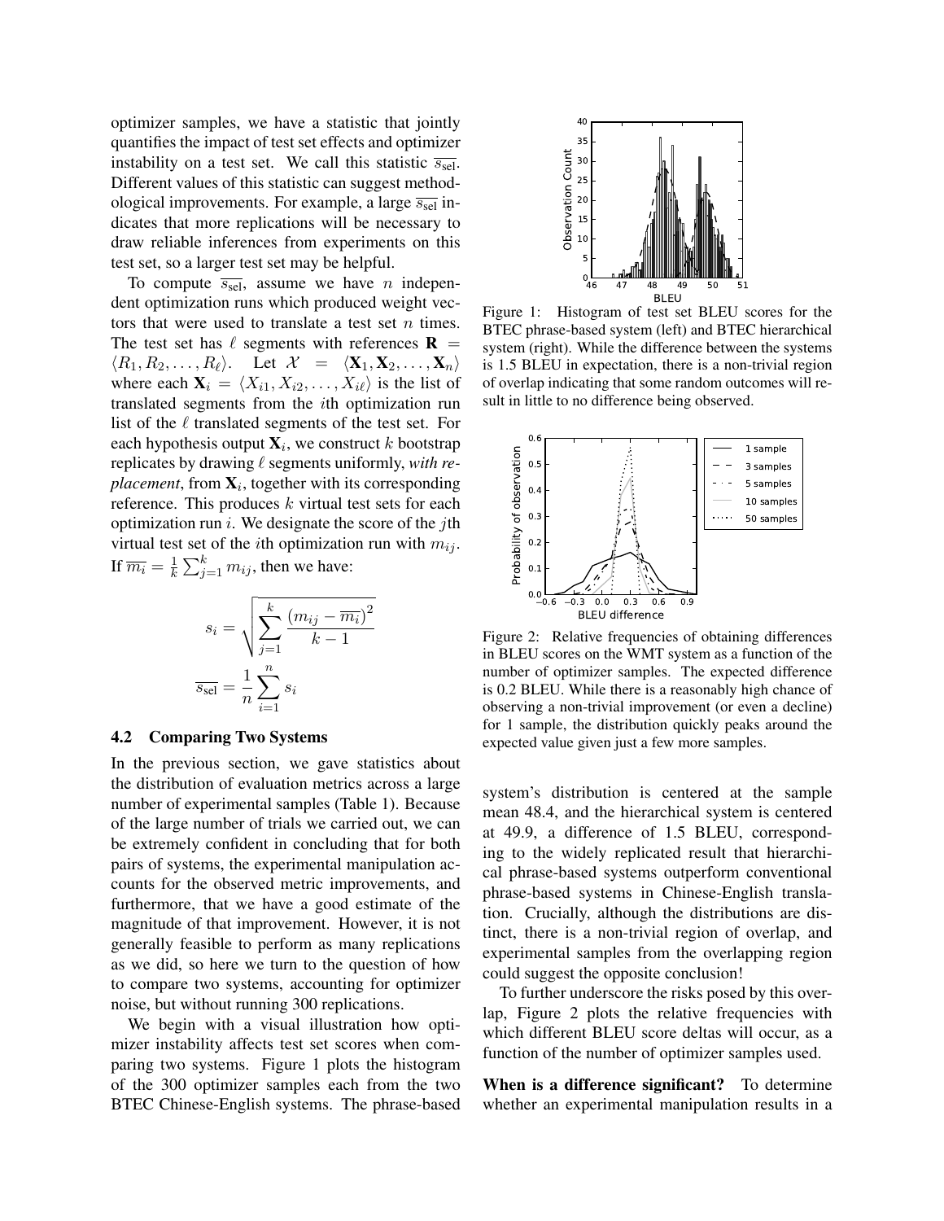optimizer samples, we have a statistic that jointly quantifies the impact of test set effects and optimizer instability on a test set. We call this statistic $\overline{s_{\text{sel}}}$. Different values of this statistic can suggest methodological improvements. For example, a large $\overline{s_{\text{sel}}}$ indicates that more replications will be necessary to draw reliable inferences from experiments on this test set, so a larger test set may be helpful.

To compute $\overline{s_{\text{sel}}}$, assume we have $n$ independent optimization runs which produced weight vectors that were used to translate a test set $n$ times. The test set has $\ell$ segments with references $\mathbf{R} = \langle R_1, R_2, \ldots, R_\ell \rangle$. Let $\mathcal{X} = \langle \mathbf{X}_1, \mathbf{X}_2, \ldots, \mathbf{X}_n \rangle$ where each $\mathbf{X}_i = \langle X_{i1}, X_{i2}, \ldots, X_{i\ell} \rangle$ is the list of translated segments from the $i$th optimization run list of the $\ell$ translated segments of the test set. For each hypothesis output $\mathbf{X}_i$, we construct $k$ bootstrap replicates by drawing $\ell$ segments uniformly, *with replacement*, from $\mathbf{X}_i$, together with its corresponding reference. This produces $k$ virtual test sets for each optimization run $i$. We designate the score of the $j$th virtual test set of the $i$th optimization run with $m_{ij}$. If $\overline{m_i} = \frac{1}{k} \sum_{j=1}^{k} m_{ij}$, then we have:

$$s_i = \sqrt{\sum_{j=1}^{k} \frac{(m_{ij} - \overline{m_i})^2}{k-1}}$$

$$\overline{s_{\text{sel}}} = \frac{1}{n} \sum_{i=1}^{n} s_i$$

### 4.2 Comparing Two Systems

In the previous section, we gave statistics about the distribution of evaluation metrics across a large number of experimental samples (Table 1). Because of the large number of trials we carried out, we can be extremely confident in concluding that for both pairs of systems, the experimental manipulation accounts for the observed metric improvements, and furthermore, that we have a good estimate of the magnitude of that improvement. However, it is not generally feasible to perform as many replications as we did, so here we turn to the question of how to compare two systems, accounting for optimizer noise, but without running 300 replications.

We begin with a visual illustration how optimizer instability affects test set scores when comparing two systems. Figure 1 plots the histogram of the 300 optimizer samples each from the two BTEC Chinese-English systems. The phrase-based system's distribution is centered at the sample mean 48.4, and the hierarchical system is centered at 49.9, a difference of 1.5 BLEU, corresponding to the widely replicated result that hierarchical phrase-based systems outperform conventional phrase-based systems in Chinese-English translation. Crucially, although the distributions are distinct, there is a non-trivial region of overlap, and experimental samples from the overlapping region could suggest the opposite conclusion!

Figure 1: Histogram of test set BLEU scores for the BTEC phrase-based system (left) and BTEC hierarchical system (right). While the difference between the systems is 1.5 BLEU in expectation, there is a non-trivial region of overlap indicating that some random outcomes will result in little to no difference being observed.

Figure 2: Relative frequencies of obtaining differences in BLEU scores on the WMT system as a function of the number of optimizer samples. The expected difference is 0.2 BLEU. While there is a reasonably high chance of observing a non-trivial improvement (or even a decline) for 1 sample, the distribution quickly peaks around the expected value given just a few more samples.

To further underscore the risks posed by this overlap, Figure 2 plots the relative frequencies with which different BLEU score deltas will occur, as a function of the number of optimizer samples used.

**When is a difference significant?** To determine whether an experimental manipulation results in a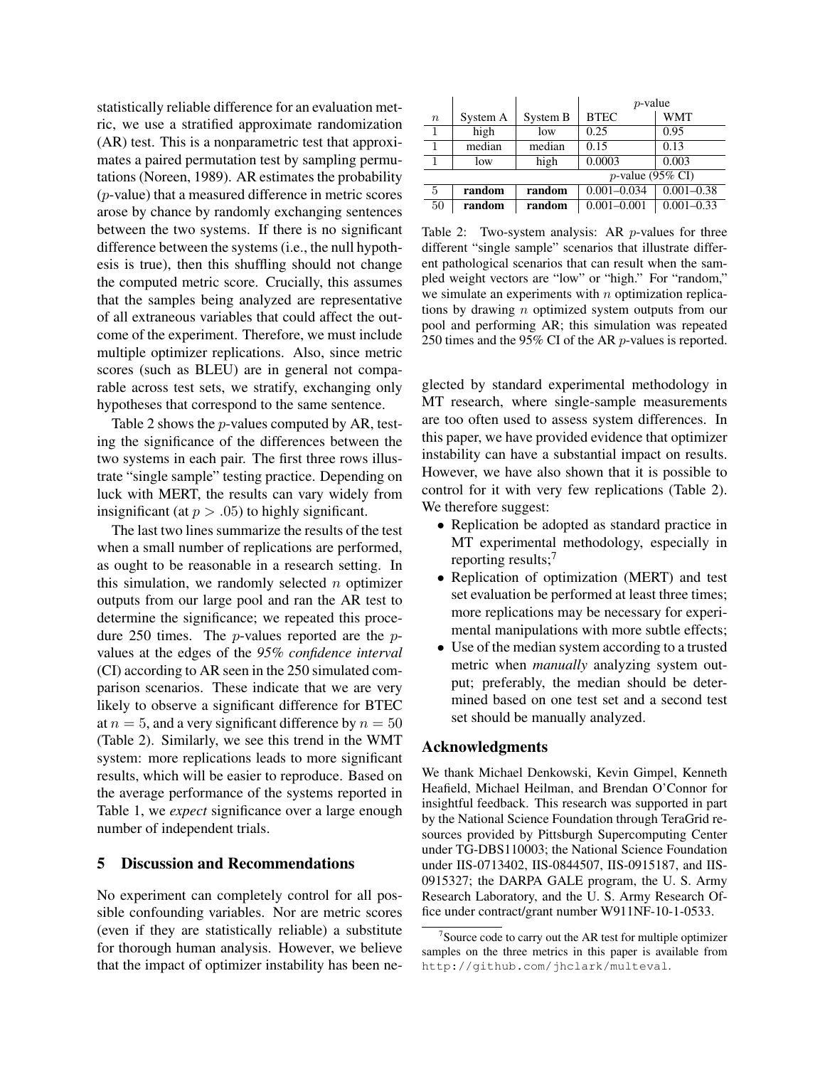statistically reliable difference for an evaluation metric, we use a stratified approximate randomization (AR) test. This is a nonparametric test that approximates a paired permutation test by sampling permutations (Noreen, 1989). AR estimates the probability ($p$-value) that a measured difference in metric scores arose by chance by randomly exchanging sentences between the two systems. If there is no significant difference between the systems (i.e., the null hypothesis is true), then this shuffling should not change the computed metric score. Crucially, this assumes that the samples being analyzed are representative of all extraneous variables that could affect the outcome of the experiment. Therefore, we must include multiple optimizer replications. Also, since metric scores (such as BLEU) are in general not comparable across test sets, we stratify, exchanging only hypotheses that correspond to the same sentence.

Table 2 shows the $p$-values computed by AR, testing the significance of the differences between the two systems in each pair. The first three rows illustrate "single sample" testing practice. Depending on luck with MERT, the results can vary widely from insignificant (at $p > .05$) to highly significant.

The last two lines summarize the results of the test when a small number of replications are performed, as ought to be reasonable in a research setting. In this simulation, we randomly selected $n$ optimizer outputs from our large pool and ran the AR test to determine the significance; we repeated this procedure 250 times. The $p$-values reported are the $p$-values at the edges of the *95% confidence interval* (CI) according to AR seen in the 250 simulated comparison scenarios. These indicate that we are very likely to observe a significant difference for BTEC at $n = 5$, and a very significant difference by $n = 50$ (Table 2). Similarly, we see this trend in the WMT system: more replications leads to more significant results, which will be easier to reproduce. Based on the average performance of the systems reported in Table 1, we *expect* significance over a large enough number of independent trials.

| | | | $p$-value | |
|---|---|---|---|---|
| $n$ | System A | System B | BTEC | WMT |
| 1 | high | low | 0.25 | 0.95 |
| 1 | median | median | 0.15 | 0.13 |
| 1 | low | high | 0.0003 | 0.003 |
| | | | $p$-value (95% CI) | |
| 5 | **random** | **random** | 0.001–0.034 | 0.001–0.38 |
| 50 | **random** | **random** | 0.001–0.001 | 0.001–0.33 |

Table 2: Two-system analysis: AR $p$-values for three different "single sample" scenarios that illustrate different pathological scenarios that can result when the sampled weight vectors are "low" or "high." For "random," we simulate an experiments with $n$ optimization replications by drawing $n$ optimized system outputs from our pool and performing AR; this simulation was repeated 250 times and the 95% CI of the AR $p$-values is reported.

## 5 Discussion and Recommendations

No experiment can completely control for all possible confounding variables. Nor are metric scores (even if they are statistically reliable) a substitute for thorough human analysis. However, we believe that the impact of optimizer instability has been neglected by standard experimental methodology in MT research, where single-sample measurements are too often used to assess system differences. In this paper, we have provided evidence that optimizer instability can have a substantial impact on results. However, we have also shown that it is possible to control for it with very few replications (Table 2). We therefore suggest:

- Replication be adopted as standard practice in MT experimental methodology, especially in reporting results;[7]
- Replication of optimization (MERT) and test set evaluation be performed at least three times; more replications may be necessary for experimental manipulations with more subtle effects;
- Use of the median system according to a trusted metric when *manually* analyzing system output; preferably, the median should be determined based on one test set and a second test set should be manually analyzed.

## Acknowledgments

We thank Michael Denkowski, Kevin Gimpel, Kenneth Heafield, Michael Heilman, and Brendan O'Connor for insightful feedback. This research was supported in part by the National Science Foundation through TeraGrid resources provided by Pittsburgh Supercomputing Center under TG-DBS110003; the National Science Foundation under IIS-0713402, IIS-0844507, IIS-0915187, and IIS-0915327; the DARPA GALE program, the U. S. Army Research Laboratory, and the U. S. Army Research Office under contract/grant number W911NF-10-1-0533.

[7] Source code to carry out the AR test for multiple optimizer samples on the three metrics in this paper is available from `http://github.com/jhclark/multeval`.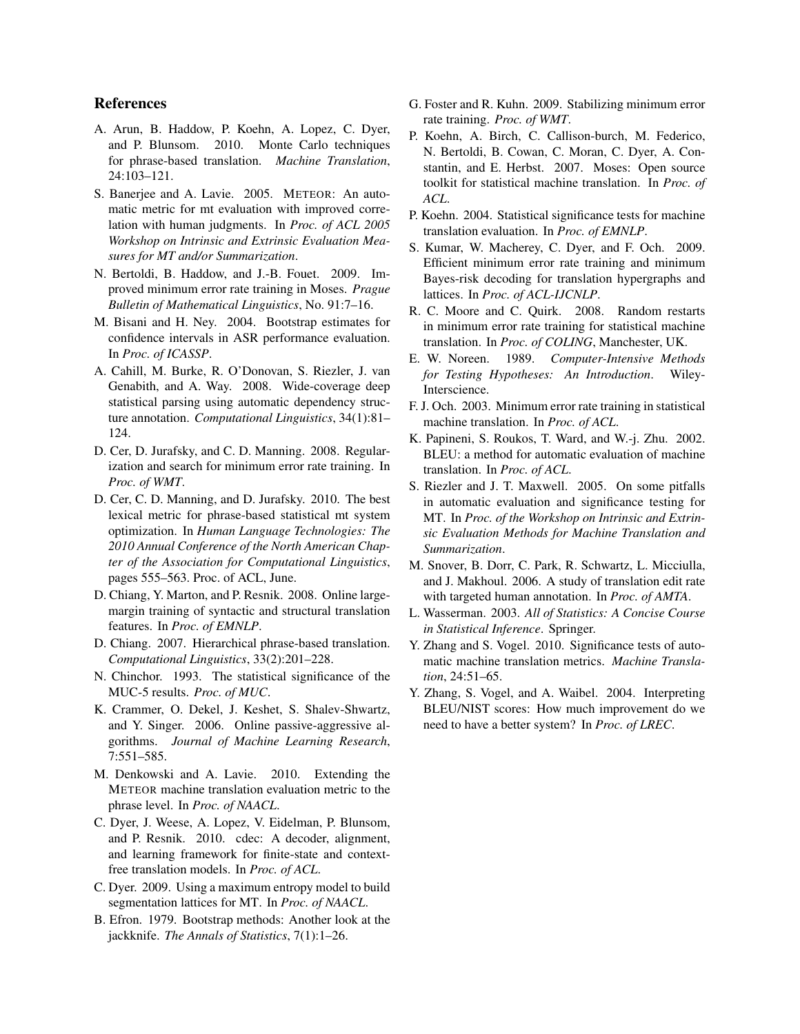## References

A. Arun, B. Haddow, P. Koehn, A. Lopez, C. Dyer, and P. Blunsom. 2010. Monte Carlo techniques for phrase-based translation. *Machine Translation*, 24:103–121.

S. Banerjee and A. Lavie. 2005. METEOR: An automatic metric for mt evaluation with improved correlation with human judgments. In *Proc. of ACL 2005 Workshop on Intrinsic and Extrinsic Evaluation Measures for MT and/or Summarization*.

N. Bertoldi, B. Haddow, and J.-B. Fouet. 2009. Improved minimum error rate training in Moses. *Prague Bulletin of Mathematical Linguistics*, No. 91:7–16.

M. Bisani and H. Ney. 2004. Bootstrap estimates for confidence intervals in ASR performance evaluation. In *Proc. of ICASSP*.

A. Cahill, M. Burke, R. O'Donovan, S. Riezler, J. van Genabith, and A. Way. 2008. Wide-coverage deep statistical parsing using automatic dependency structure annotation. *Computational Linguistics*, 34(1):81–124.

D. Cer, D. Jurafsky, and C. D. Manning. 2008. Regularization and search for minimum error rate training. In *Proc. of WMT*.

D. Cer, C. D. Manning, and D. Jurafsky. 2010. The best lexical metric for phrase-based statistical mt system optimization. In *Human Language Technologies: The 2010 Annual Conference of the North American Chapter of the Association for Computational Linguistics*, pages 555–563. Proc. of ACL, June.

D. Chiang, Y. Marton, and P. Resnik. 2008. Online large-margin training of syntactic and structural translation features. In *Proc. of EMNLP*.

D. Chiang. 2007. Hierarchical phrase-based translation. *Computational Linguistics*, 33(2):201–228.

N. Chinchor. 1993. The statistical significance of the MUC-5 results. *Proc. of MUC*.

K. Crammer, O. Dekel, J. Keshet, S. Shalev-Shwartz, and Y. Singer. 2006. Online passive-aggressive algorithms. *Journal of Machine Learning Research*, 7:551–585.

M. Denkowski and A. Lavie. 2010. Extending the METEOR machine translation evaluation metric to the phrase level. In *Proc. of NAACL*.

C. Dyer, J. Weese, A. Lopez, V. Eidelman, P. Blunsom, and P. Resnik. 2010. cdec: A decoder, alignment, and learning framework for finite-state and context-free translation models. In *Proc. of ACL*.

C. Dyer. 2009. Using a maximum entropy model to build segmentation lattices for MT. In *Proc. of NAACL*.

B. Efron. 1979. Bootstrap methods: Another look at the jackknife. *The Annals of Statistics*, 7(1):1–26.

G. Foster and R. Kuhn. 2009. Stabilizing minimum error rate training. *Proc. of WMT*.

P. Koehn, A. Birch, C. Callison-burch, M. Federico, N. Bertoldi, B. Cowan, C. Moran, C. Dyer, A. Constantin, and E. Herbst. 2007. Moses: Open source toolkit for statistical machine translation. In *Proc. of ACL*.

P. Koehn. 2004. Statistical significance tests for machine translation evaluation. In *Proc. of EMNLP*.

S. Kumar, W. Macherey, C. Dyer, and F. Och. 2009. Efficient minimum error rate training and minimum Bayes-risk decoding for translation hypergraphs and lattices. In *Proc. of ACL-IJCNLP*.

R. C. Moore and C. Quirk. 2008. Random restarts in minimum error rate training for statistical machine translation. In *Proc. of COLING*, Manchester, UK.

E. W. Noreen. 1989. *Computer-Intensive Methods for Testing Hypotheses: An Introduction*. Wiley-Interscience.

F. J. Och. 2003. Minimum error rate training in statistical machine translation. In *Proc. of ACL*.

K. Papineni, S. Roukos, T. Ward, and W.-j. Zhu. 2002. BLEU: a method for automatic evaluation of machine translation. In *Proc. of ACL*.

S. Riezler and J. T. Maxwell. 2005. On some pitfalls in automatic evaluation and significance testing for MT. In *Proc. of the Workshop on Intrinsic and Extrinsic Evaluation Methods for Machine Translation and Summarization*.

M. Snover, B. Dorr, C. Park, R. Schwartz, L. Micciulla, and J. Makhoul. 2006. A study of translation edit rate with targeted human annotation. In *Proc. of AMTA*.

L. Wasserman. 2003. *All of Statistics: A Concise Course in Statistical Inference*. Springer.

Y. Zhang and S. Vogel. 2010. Significance tests of automatic machine translation metrics. *Machine Translation*, 24:51–65.

Y. Zhang, S. Vogel, and A. Waibel. 2004. Interpreting BLEU/NIST scores: How much improvement do we need to have a better system? In *Proc. of LREC*.